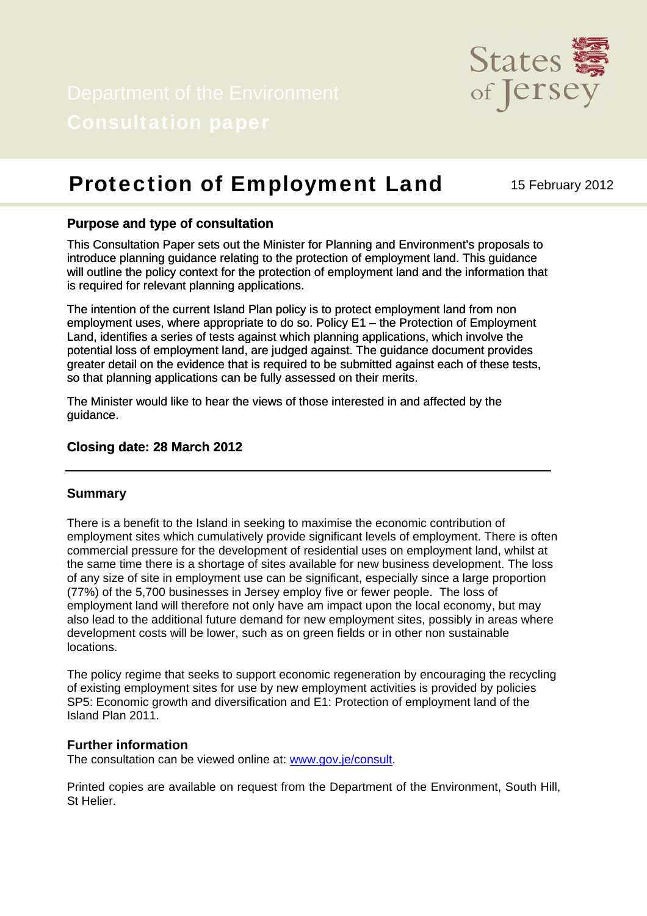Department of the Environment

**Consultation paper**

States of Jersey

# Protection of Employment Land

15 February 2012

## Purpose and type of consultation

This Consultation Paper sets out the Minister for Planning and Environment's proposals to introduce planning guidance relating to the protection of employment land. This guidance will outline the policy context for the protection of employment land and the information that is required for relevant planning applications.

The intention of the current Island Plan policy is to protect employment land from non employment uses, where appropriate to do so. Policy E1 – the Protection of Employment Land, identifies a series of tests against which planning applications, which involve the potential loss of employment land, are judged against. The guidance document provides greater detail on the evidence that is required to be submitted against each of these tests, so that planning applications can be fully assessed on their merits.

The Minister would like to hear the views of those interested in and affected by the guidance.

## Closing date: 28 March 2012

---

## Summary

There is a benefit to the Island in seeking to maximise the economic contribution of employment sites which cumulatively provide significant levels of employment. There is often commercial pressure for the development of residential uses on employment land, whilst at the same time there is a shortage of sites available for new business development. The loss of any size of site in employment use can be significant, especially since a large proportion (77%) of the 5,700 businesses in Jersey employ five or fewer people. The loss of employment land will therefore not only have am impact upon the local economy, but may also lead to the additional future demand for new employment sites, possibly in areas where development costs will be lower, such as on green fields or in other non sustainable locations.

The policy regime that seeks to support economic regeneration by encouraging the recycling of existing employment sites for use by new employment activities is provided by policies SP5: Economic growth and diversification and E1: Protection of employment land of the Island Plan 2011.

## Further information

The consultation can be viewed online at: www.gov.je/consult.

Printed copies are available on request from the Department of the Environment, South Hill, St Helier.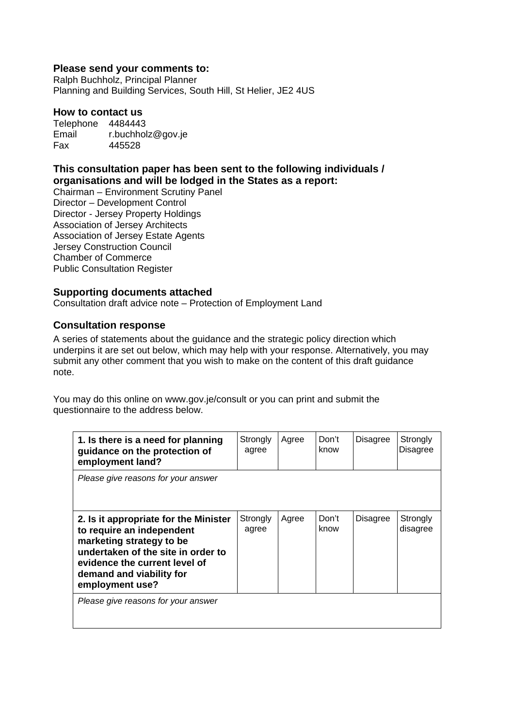### Please send your comments to:

Ralph Buchholz, Principal Planner
Planning and Building Services, South Hill, St Helier, JE2 4US

### How to contact us

Telephone 4484443
Email r.buchholz@gov.je
Fax 445528

### This consultation paper has been sent to the following individuals / organisations and will be lodged in the States as a report:

Chairman – Environment Scrutiny Panel
Director – Development Control
Director - Jersey Property Holdings
Association of Jersey Architects
Association of Jersey Estate Agents
Jersey Construction Council
Chamber of Commerce
Public Consultation Register

### Supporting documents attached

Consultation draft advice note – Protection of Employment Land

### Consultation response

A series of statements about the guidance and the strategic policy direction which underpins it are set out below, which may help with your response. Alternatively, you may submit any other comment that you wish to make on the content of this draft guidance note.

You may do this online on www.gov.je/consult or you can print and submit the questionnaire to the address below.

| **1. Is there is a need for planning guidance on the protection of employment land?** | Strongly agree | Agree | Don't know | Disagree | Strongly Disagree |
|---|---|---|---|---|---|
| *Please give reasons for your answer* | | | | | |
| **2. Is it appropriate for the Minister to require an independent marketing strategy to be undertaken of the site in order to evidence the current level of demand and viability for employment use?** | Strongly agree | Agree | Don't know | Disagree | Strongly disagree |
| *Please give reasons for your answer* | | | | | |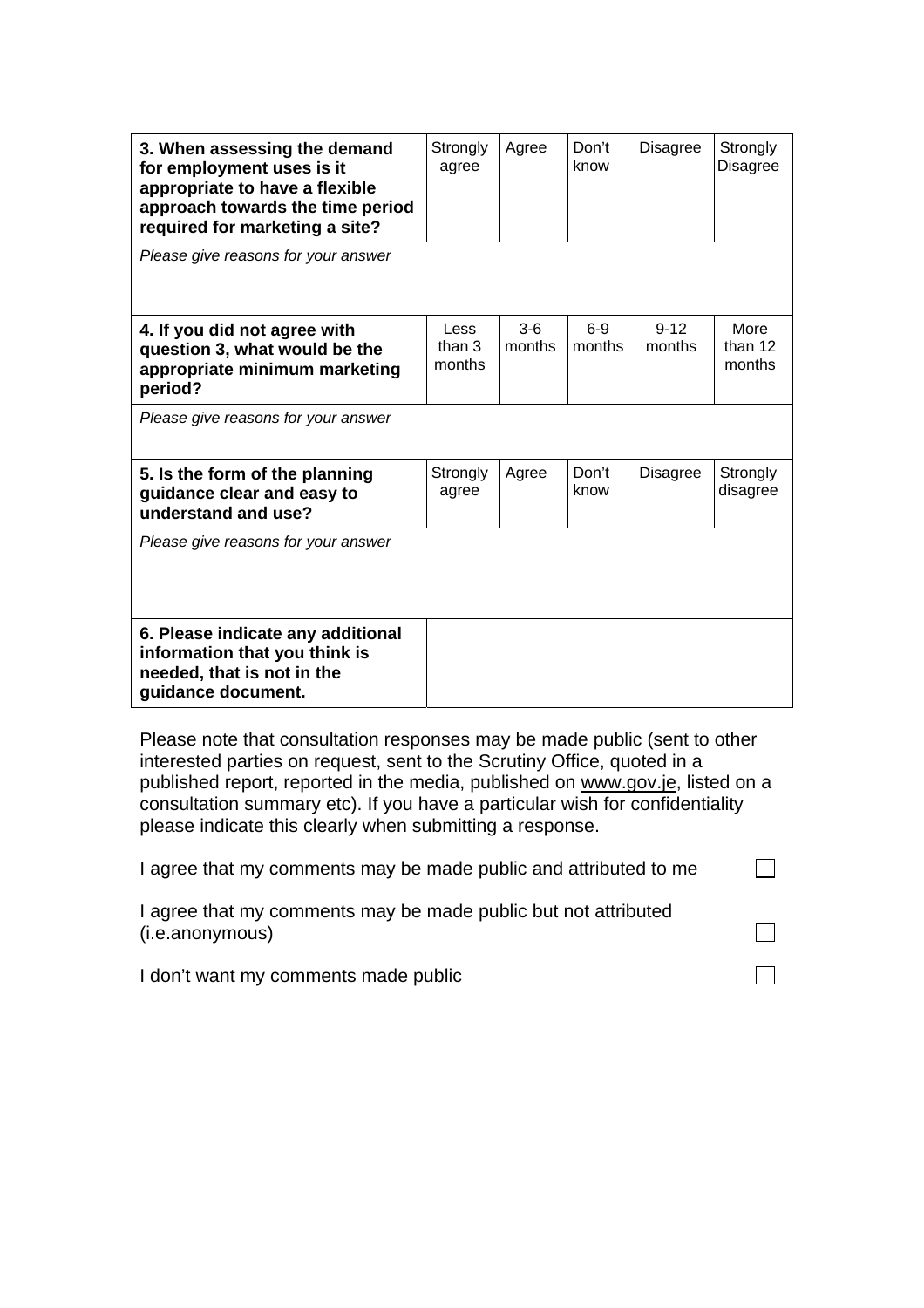| **3. When assessing the demand for employment uses is it appropriate to have a flexible approach towards the time period required for marketing a site?** | Strongly agree | Agree | Don't know | Disagree | Strongly Disagree |
|---|---|---|---|---|---|
| *Please give reasons for your answer* | | | | | |
| **4. If you did not agree with question 3, what would be the appropriate minimum marketing period?** | Less than 3 months | 3-6 months | 6-9 months | 9-12 months | More than 12 months |
| *Please give reasons for your answer* | | | | | |
| **5. Is the form of the planning guidance clear and easy to understand and use?** | Strongly agree | Agree | Don't know | Disagree | Strongly disagree |
| *Please give reasons for your answer* | | | | | |
| **6. Please indicate any additional information that you think is needed, that is not in the guidance document.** | | | | | |

Please note that consultation responses may be made public (sent to other interested parties on request, sent to the Scrutiny Office, quoted in a published report, reported in the media, published on www.gov.je, listed on a consultation summary etc). If you have a particular wish for confidentiality please indicate this clearly when submitting a response.

I agree that my comments may be made public and attributed to me ☐

I agree that my comments may be made public but not attributed (i.e.anonymous) ☐

I don't want my comments made public ☐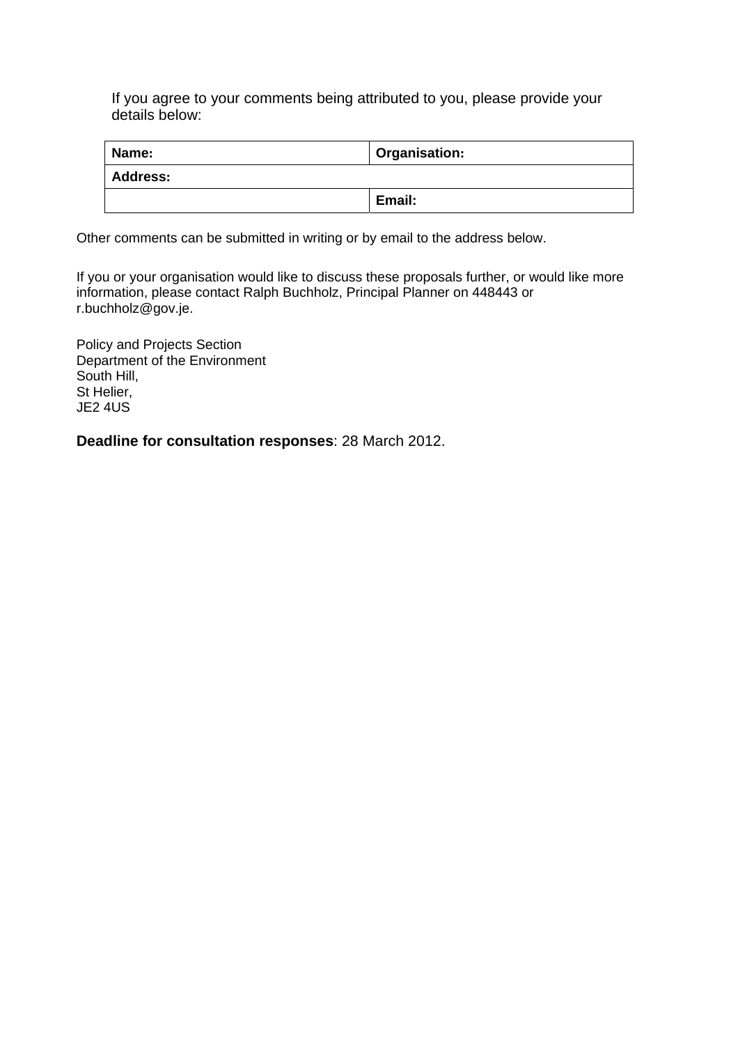If you agree to your comments being attributed to you, please provide your details below:

| | |
|---|---|
| **Name:** | **Organisation:** |
| **Address:** | |
| | **Email:** |

Other comments can be submitted in writing or by email to the address below.

If you or your organisation would like to discuss these proposals further, or would like more information, please contact Ralph Buchholz, Principal Planner on 448443 or r.buchholz@gov.je.

Policy and Projects Section
Department of the Environment
South Hill,
St Helier,
JE2 4US

**Deadline for consultation responses**: 28 March 2012.